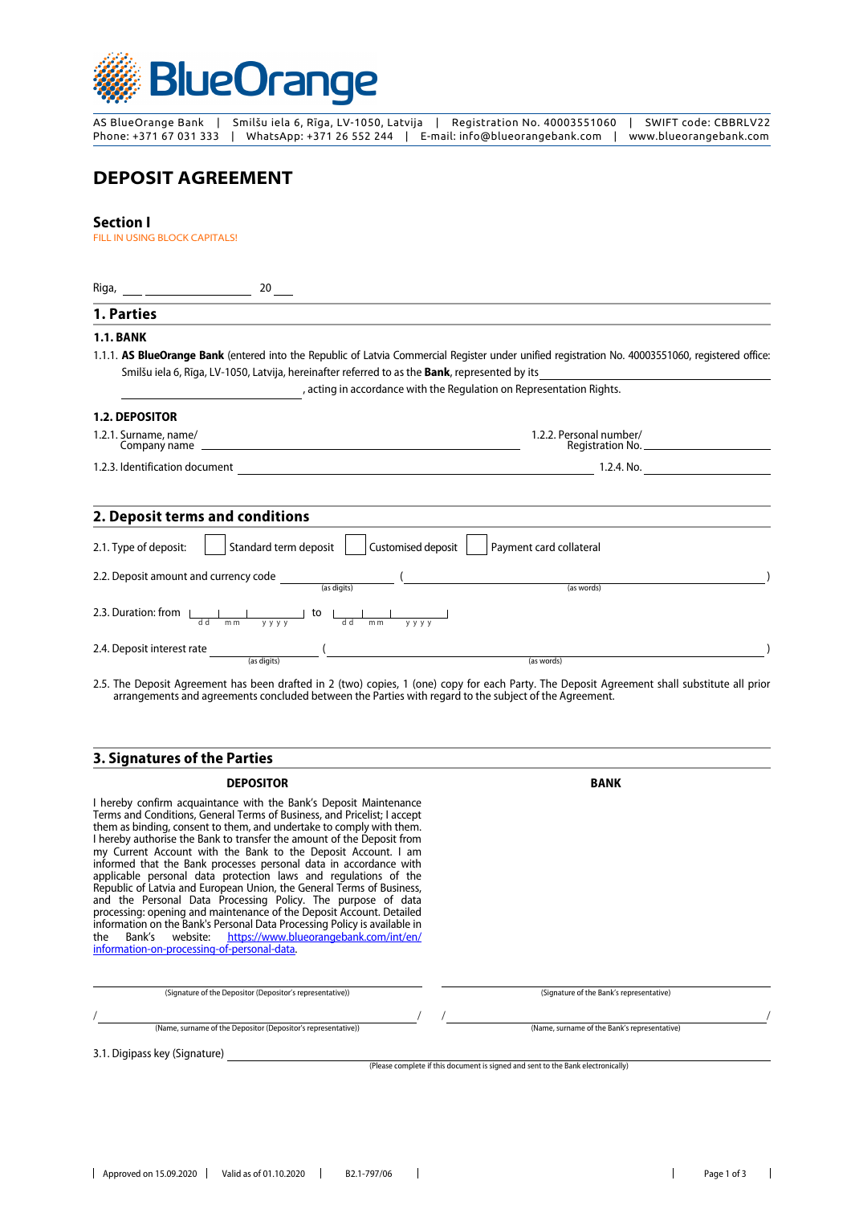BlueOrange

AS BlueOrange Bank | Smilšu iela 6, Rīga, LV-1050, Latvija | Registration No. 40003551060 | SWIFT code: CBBRLV22
Phone: +371 67 031 333 | WhatsApp: +371 26 552 244 | E-mail: info@blueorangebank.com | www.blueorangebank.com

# DEPOSIT AGREEMENT

## Section I

FILL IN USING BLOCK CAPITALS!

Riga, ___ ____________ 20 ___

## 1. Parties

### 1.1. BANK

1.1.1. **AS BlueOrange Bank** (entered into the Republic of Latvia Commercial Register under unified registration No. 40003551060, registered office: Smilšu iela 6, Rīga, LV-1050, Latvia, hereinafter referred to as the **Bank**, represented by its ____________________ ____________________, acting in accordance with the Regulation on Representation Rights.

### 1.2. DEPOSITOR

1.2.1. Surname, name/ Company name ____________________ 1.2.2. Personal number/ Registration No. ____________________

1.2.3. Identification document ____________________ 1.2.4. No. ____________________

## 2. Deposit terms and conditions

2.1. Type of deposit: ☐ Standard term deposit ☐ Customised deposit ☐ Payment card collateral

2.2. Deposit amount and currency code ____________ (as digits) (____________________ (as words))

2.3. Duration: from __ __ ____ (dd mm yyyy) to __ __ ____ (dd mm yyyy)

2.4. Deposit interest rate ____________ (as digits) (____________________ (as words))

2.5. The Deposit Agreement has been drafted in 2 (two) copies, 1 (one) copy for each Party. The Deposit Agreement shall substitute all prior arrangements and agreements concluded between the Parties with regard to the subject of the Agreement.

## 3. Signatures of the Parties

**DEPOSITOR**

I hereby confirm acquaintance with the Bank's Deposit Maintenance Terms and Conditions, General Terms of Business, and Pricelist; I accept them as binding, consent to them, and undertake to comply with them. I hereby authorise the Bank to transfer the amount of the Deposit from my Current Account with the Bank to the Deposit Account. I am informed that the Bank processes personal data in accordance with applicable personal data protection laws and regulations of the Republic of Latvia and European Union, the General Terms of Business, and the Personal Data Processing Policy. The purpose of data processing: opening and maintenance of the Deposit Account. Detailed information on the Bank's Personal Data Processing Policy is available in the Bank's website: https://www.blueorangebank.com/int/en/information-on-processing-of-personal-data.

____________________
(Signature of the Depositor (Depositor's representative))

/ ____________________ /
(Name, surname of the Depositor (Depositor's representative))

**BANK**

____________________
(Signature of the Bank's representative)

/ ____________________ /
(Name, surname of the Bank's representative)

3.1. Digipass key (Signature) ____________________
(Please complete if this document is signed and sent to the Bank electronically)

Approved on 15.09.2020 | Valid as of 01.10.2020 | B2.1-797/06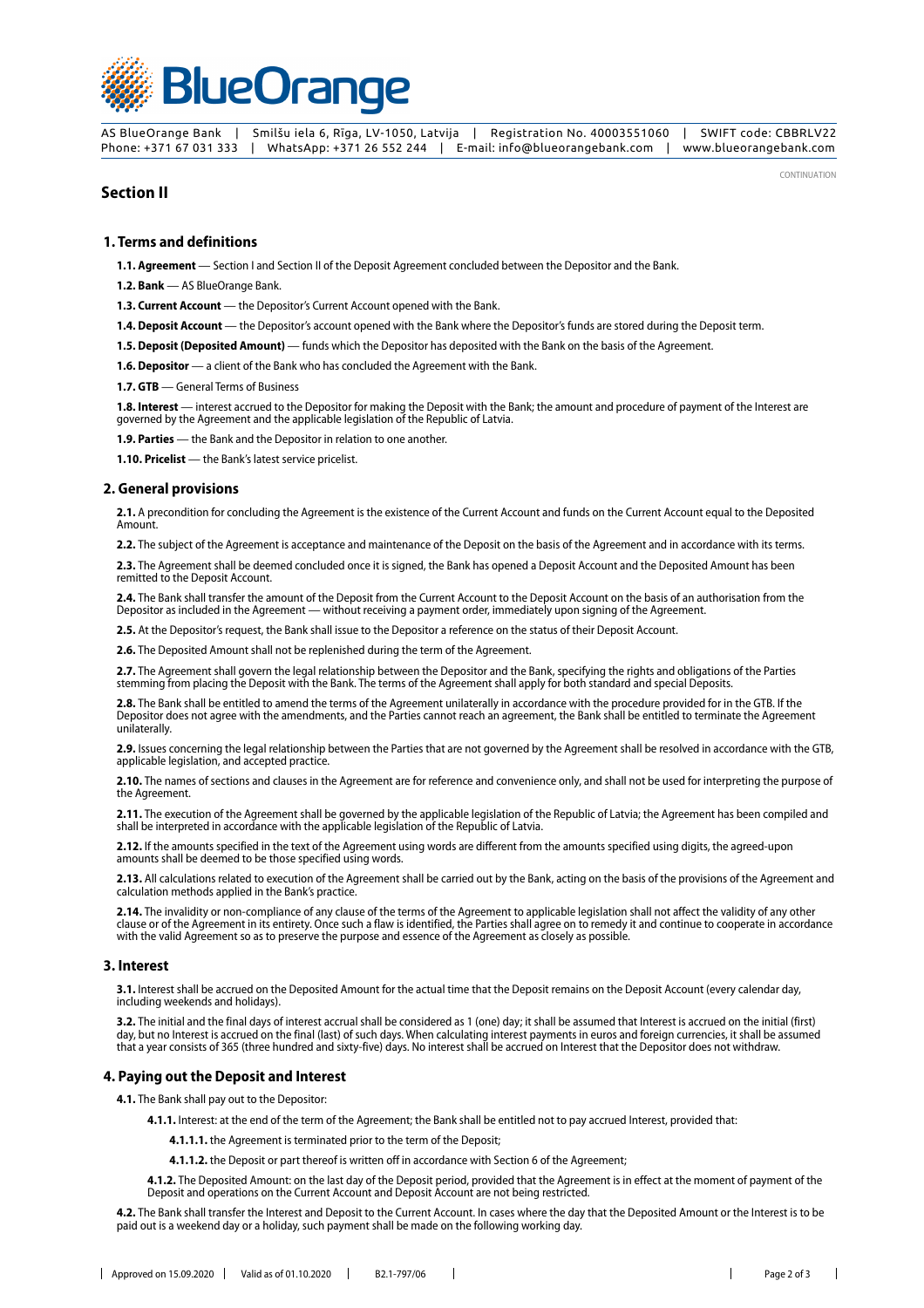## Section II

### 1. Terms and definitions

**1.1. Agreement** — Section I and Section II of the Deposit Agreement concluded between the Depositor and the Bank.

**1.2. Bank** — AS BlueOrange Bank.

**1.3. Current Account** — the Depositor's Current Account opened with the Bank.

**1.4. Deposit Account** — the Depositor's account opened with the Bank where the Depositor's funds are stored during the Deposit term.

**1.5. Deposit (Deposited Amount)** — funds which the Depositor has deposited with the Bank on the basis of the Agreement.

**1.6. Depositor** — a client of the Bank who has concluded the Agreement with the Bank.

**1.7. GTB** — General Terms of Business

**1.8. Interest** — interest accrued to the Depositor for making the Deposit with the Bank; the amount and procedure of payment of the Interest are governed by the Agreement and the applicable legislation of the Republic of Latvia.

**1.9. Parties** — the Bank and the Depositor in relation to one another.

**1.10. Pricelist** — the Bank's latest service pricelist.

### 2. General provisions

**2.1.** A precondition for concluding the Agreement is the existence of the Current Account and funds on the Current Account equal to the Deposited Amount.

**2.2.** The subject of the Agreement is acceptance and maintenance of the Deposit on the basis of the Agreement and in accordance with its terms.

**2.3.** The Agreement shall be deemed concluded once it is signed, the Bank has opened a Deposit Account and the Deposited Amount has been remitted to the Deposit Account.

**2.4.** The Bank shall transfer the amount of the Deposit from the Current Account to the Deposit Account on the basis of an authorisation from the Depositor as included in the Agreement — without receiving a payment order, immediately upon signing of the Agreement.

**2.5.** At the Depositor's request, the Bank shall issue to the Depositor a reference on the status of their Deposit Account.

**2.6.** The Deposited Amount shall not be replenished during the term of the Agreement.

**2.7.** The Agreement shall govern the legal relationship between the Depositor and the Bank, specifying the rights and obligations of the Parties stemming from placing the Deposit with the Bank. The terms of the Agreement shall apply for both standard and special Deposits.

**2.8.** The Bank shall be entitled to amend the terms of the Agreement unilaterally in accordance with the procedure provided for in the GTB. If the Depositor does not agree with the amendments, and the Parties cannot reach an agreement, the Bank shall be entitled to terminate the Agreement unilaterally.

**2.9.** Issues concerning the legal relationship between the Parties that are not governed by the Agreement shall be resolved in accordance with the GTB, applicable legislation, and accepted practice.

**2.10.** The names of sections and clauses in the Agreement are for reference and convenience only, and shall not be used for interpreting the purpose of the Agreement.

**2.11.** The execution of the Agreement shall be governed by the applicable legislation of the Republic of Latvia; the Agreement has been compiled and shall be interpreted in accordance with the applicable legislation of the Republic of Latvia.

**2.12.** If the amounts specified in the text of the Agreement using words are different from the amounts specified using digits, the agreed-upon amounts shall be deemed to be those specified using words.

**2.13.** All calculations related to execution of the Agreement shall be carried out by the Bank, acting on the basis of the provisions of the Agreement and calculation methods applied in the Bank's practice.

**2.14.** The invalidity or non-compliance of any clause of the terms of the Agreement to applicable legislation shall not affect the validity of any other clause or of the Agreement in its entirety. Once such a flaw is identified, the Parties shall agree on to remedy it and continue to cooperate in accordance with the valid Agreement so as to preserve the purpose and essence of the Agreement as closely as possible.

### 3. Interest

**3.1.** Interest shall be accrued on the Deposited Amount for the actual time that the Deposit remains on the Deposit Account (every calendar day, including weekends and holidays).

**3.2.** The initial and the final days of interest accrual shall be considered as 1 (one) day; it shall be assumed that Interest is accrued on the initial (first) day, but no Interest is accrued on the final (last) of such days. When calculating interest payments in euros and foreign currencies, it shall be assumed that a year consists of 365 (three hundred and sixty-five) days. No interest shall be accrued on Interest that the Depositor does not withdraw.

### 4. Paying out the Deposit and Interest

**4.1.** The Bank shall pay out to the Depositor:

- **4.1.1.** Interest: at the end of the term of the Agreement; the Bank shall be entitled not to pay accrued Interest, provided that:
  - **4.1.1.1.** the Agreement is terminated prior to the term of the Deposit;
  - **4.1.1.2.** the Deposit or part thereof is written off in accordance with Section 6 of the Agreement;
- **4.1.2.** The Deposited Amount: on the last day of the Deposit period, provided that the Agreement is in effect at the moment of payment of the Deposit and operations on the Current Account and Deposit Account are not being restricted.

**4.2.** The Bank shall transfer the Interest and Deposit to the Current Account. In cases where the day that the Deposited Amount or the Interest is to be paid out is a weekend day or a holiday, such payment shall be made on the following working day.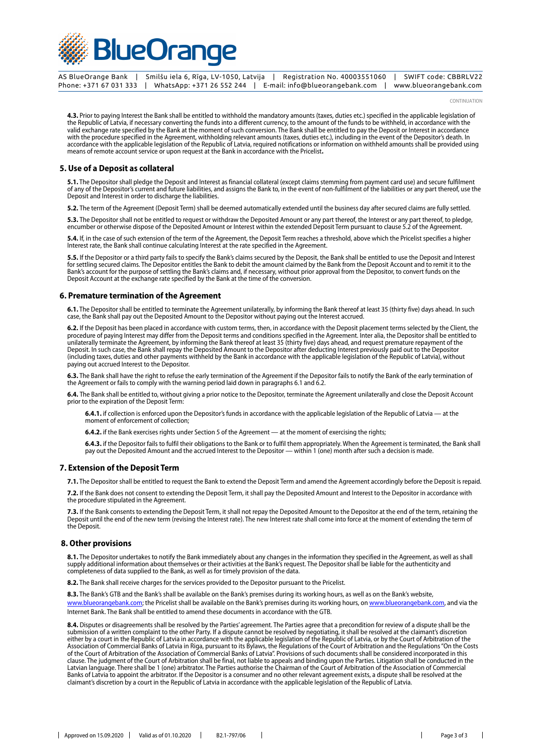CONTINUATION

**4.3.** Prior to paying Interest the Bank shall be entitled to withhold the mandatory amounts (taxes, duties etc.) specified in the applicable legislation of the Republic of Latvia, if necessary converting the funds into a different currency, to the amount of the funds to be withheld, in accordance with the valid exchange rate specified by the Bank at the moment of such conversion. The Bank shall be entitled to pay the Deposit or Interest in accordance with the procedure specified in the Agreement, withholding relevant amounts (taxes, duties etc.), including in the event of the Depositor's death. In accordance with the applicable legislation of the Republic of Latvia, required notifications or information on withheld amounts shall be provided using means of remote account service or upon request at the Bank in accordance with the Pricelist**.**

## 5. Use of a Deposit as collateral

**5.1.** The Depositor shall pledge the Deposit and Interest as financial collateral (except claims stemming from payment card use) and secure fulfilment of any of the Depositor's current and future liabilities, and assigns the Bank to, in the event of non-fulfilment of the liabilities or any part thereof, use the Deposit and Interest in order to discharge the liabilities.

**5.2.** The term of the Agreement (Deposit Term) shall be deemed automatically extended until the business day after secured claims are fully settled.

**5.3.** The Depositor shall not be entitled to request or withdraw the Deposited Amount or any part thereof, the Interest or any part thereof, to pledge, encumber or otherwise dispose of the Deposited Amount or Interest within the extended Deposit Term pursuant to clause 5.2 of the Agreement.

**5.4.** If, in the case of such extension of the term of the Agreement, the Deposit Term reaches a threshold, above which the Pricelist specifies a higher Interest rate, the Bank shall continue calculating Interest at the rate specified in the Agreement.

**5.5.** If the Depositor or a third party fails to specify the Bank's claims secured by the Deposit, the Bank shall be entitled to use the Deposit and Interest for settling secured claims. The Depositor entitles the Bank to debit the amount claimed by the Bank from the Deposit Account and to remit it to the Bank's account for the purpose of settling the Bank's claims and, if necessary, without prior approval from the Depositor, to convert funds on the Deposit Account at the exchange rate specified by the Bank at the time of the conversion.

## 6. Premature termination of the Agreement

**6.1.** The Depositor shall be entitled to terminate the Agreement unilaterally, by informing the Bank thereof at least 35 (thirty five) days ahead. In such case, the Bank shall pay out the Deposited Amount to the Depositor without paying out the Interest accrued.

**6.2.** If the Deposit has been placed in accordance with custom terms, then, in accordance with the Deposit placement terms selected by the Client, the procedure of paying Interest may differ from the Deposit terms and conditions specified in the Agreement. Inter alia, the Depositor shall be entitled to unilaterally terminate the Agreement, by informing the Bank thereof at least 35 (thirty five) days ahead, and request premature repayment of the Deposit. In such case, the Bank shall repay the Deposited Amount to the Depositor after deducting Interest previously paid out to the Depositor (including taxes, duties and other payments withheld by the Bank in accordance with the applicable legislation of the Republic of Latvia), without paying out accrued Interest to the Depositor.

**6.3.** The Bank shall have the right to refuse the early termination of the Agreement if the Depositor fails to notify the Bank of the early termination of the Agreement or fails to comply with the warning period laid down in paragraphs 6.1 and 6.2.

**6.4.** The Bank shall be entitled to, without giving a prior notice to the Depositor, terminate the Agreement unilaterally and close the Deposit Account prior to the expiration of the Deposit Term:

**6.4.1.** if collection is enforced upon the Depositor's funds in accordance with the applicable legislation of the Republic of Latvia — at the moment of enforcement of collection;

**6.4.2.** if the Bank exercises rights under Section 5 of the Agreement — at the moment of exercising the rights;

**6.4.3.** if the Depositor fails to fulfil their obligations to the Bank or to fulfil them appropriately. When the Agreement is terminated, the Bank shall pay out the Deposited Amount and the accrued Interest to the Depositor — within 1 (one) month after such a decision is made.

## 7. Extension of the Deposit Term

**7.1.** The Depositor shall be entitled to request the Bank to extend the Deposit Term and amend the Agreement accordingly before the Deposit is repaid.

**7.2.** If the Bank does not consent to extending the Deposit Term, it shall pay the Deposited Amount and Interest to the Depositor in accordance with the procedure stipulated in the Agreement.

**7.3.** If the Bank consents to extending the Deposit Term, it shall not repay the Deposited Amount to the Depositor at the end of the term, retaining the Deposit until the end of the new term (revising the Interest rate). The new Interest rate shall come into force at the moment of extending the term of the Deposit.

## 8. Other provisions

**8.1.** The Depositor undertakes to notify the Bank immediately about any changes in the information they specified in the Agreement, as well as shall supply additional information about themselves or their activities at the Bank's request. The Depositor shall be liable for the authenticity and completeness of data supplied to the Bank, as well as for timely provision of the data.

**8.2.** The Bank shall receive charges for the services provided to the Depositor pursuant to the Pricelist.

**8.3.** The Bank's GTB and the Bank's shall be available on the Bank's premises during its working hours, as well as on the Bank's website, www.blueorangebank.com; the Pricelist shall be available on the Bank's premises during its working hours, on www.blueorangebank.com, and via the Internet Bank. The Bank shall be entitled to amend these documents in accordance with the GTB.

**8.4.** Disputes or disagreements shall be resolved by the Parties' agreement. The Parties agree that a precondition for review of a dispute shall be the submission of a written complaint to the other Party. If a dispute cannot be resolved by negotiating, it shall be resolved at the claimant's discretion either by a court in the Republic of Latvia in accordance with the applicable legislation of the Republic of Latvia, or by the Court of Arbitration of the Association of Commercial Banks of Latvia in Riga, pursuant to its Bylaws, the Regulations of the Court of Arbitration and the Regulations "On the Costs of the Court of Arbitration of the Association of Commercial Banks of Latvia". Provisions of such documents shall be considered incorporated in this clause. The judgment of the Court of Arbitration shall be final, not liable to appeals and binding upon the Parties. Litigation shall be conducted in the Latvian language. There shall be 1 (one) arbitrator. The Parties authorise the Chairman of the Court of Arbitration of the Association of Commercial Banks of Latvia to appoint the arbitrator. If the Depositor is a consumer and no other relevant agreement exists, a dispute shall be resolved at the claimant's discretion by a court in the Republic of Latvia in accordance with the applicable legislation of the Republic of Latvia.